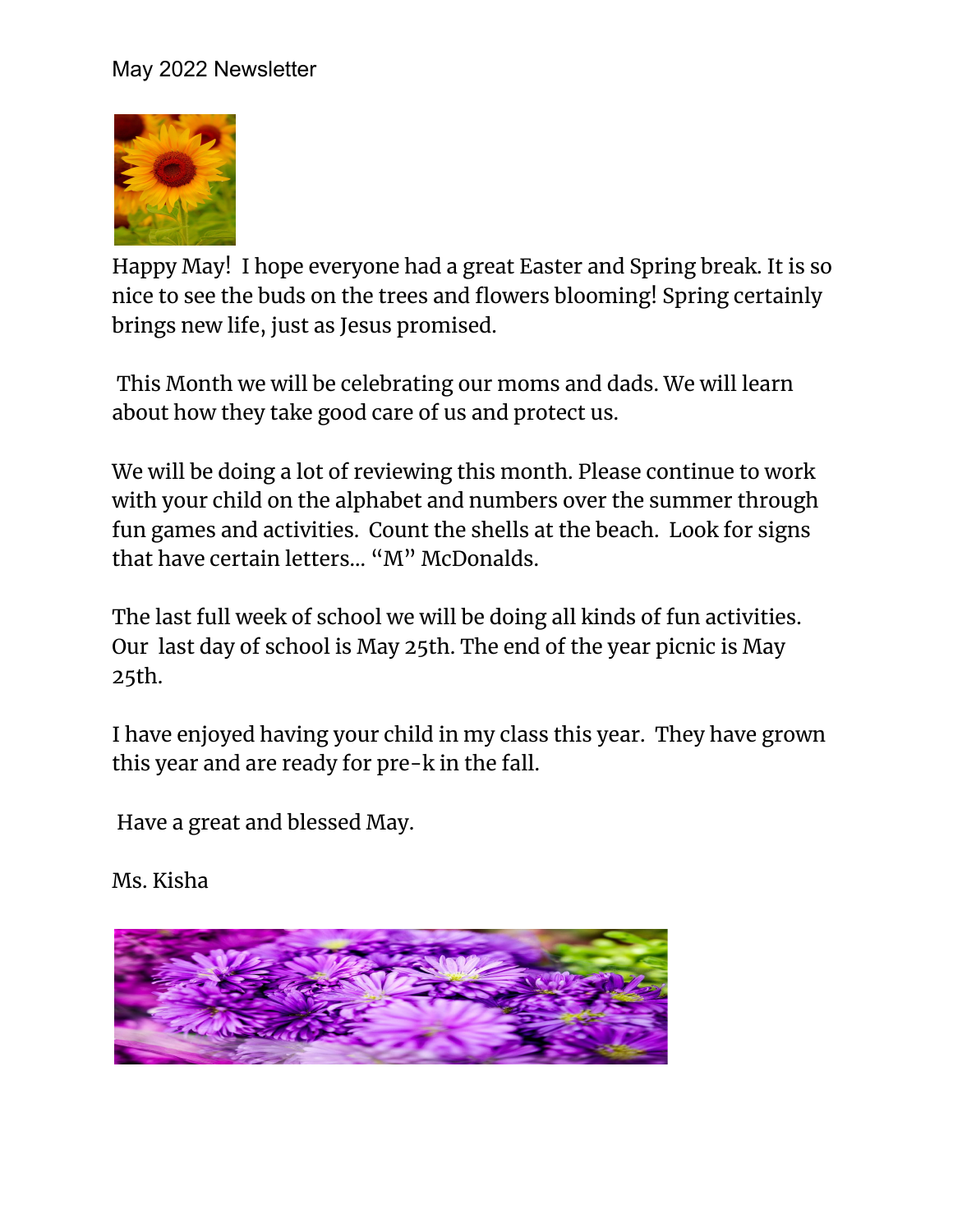May 2022 Newsletter

Happy May!  I hope everyone had a great Easter and Spring break. It is so nice to see the buds on the trees and flowers blooming! Spring certainly brings new life, just as Jesus promised.

This Month we will be celebrating our moms and dads. We will learn about how they take good care of us and protect us.

We will be doing a lot of reviewing this month. Please continue to work with your child on the alphabet and numbers over the summer through fun games and activities.  Count the shells at the beach.  Look for signs that have certain letters… "M" McDonalds.

The last full week of school we will be doing all kinds of fun activities. Our  last day of school is May 25th. The end of the year picnic is May 25th.

I have enjoyed having your child in my class this year.  They have grown this year and are ready for pre-k in the fall.

Have a great and blessed May.

Ms. Kisha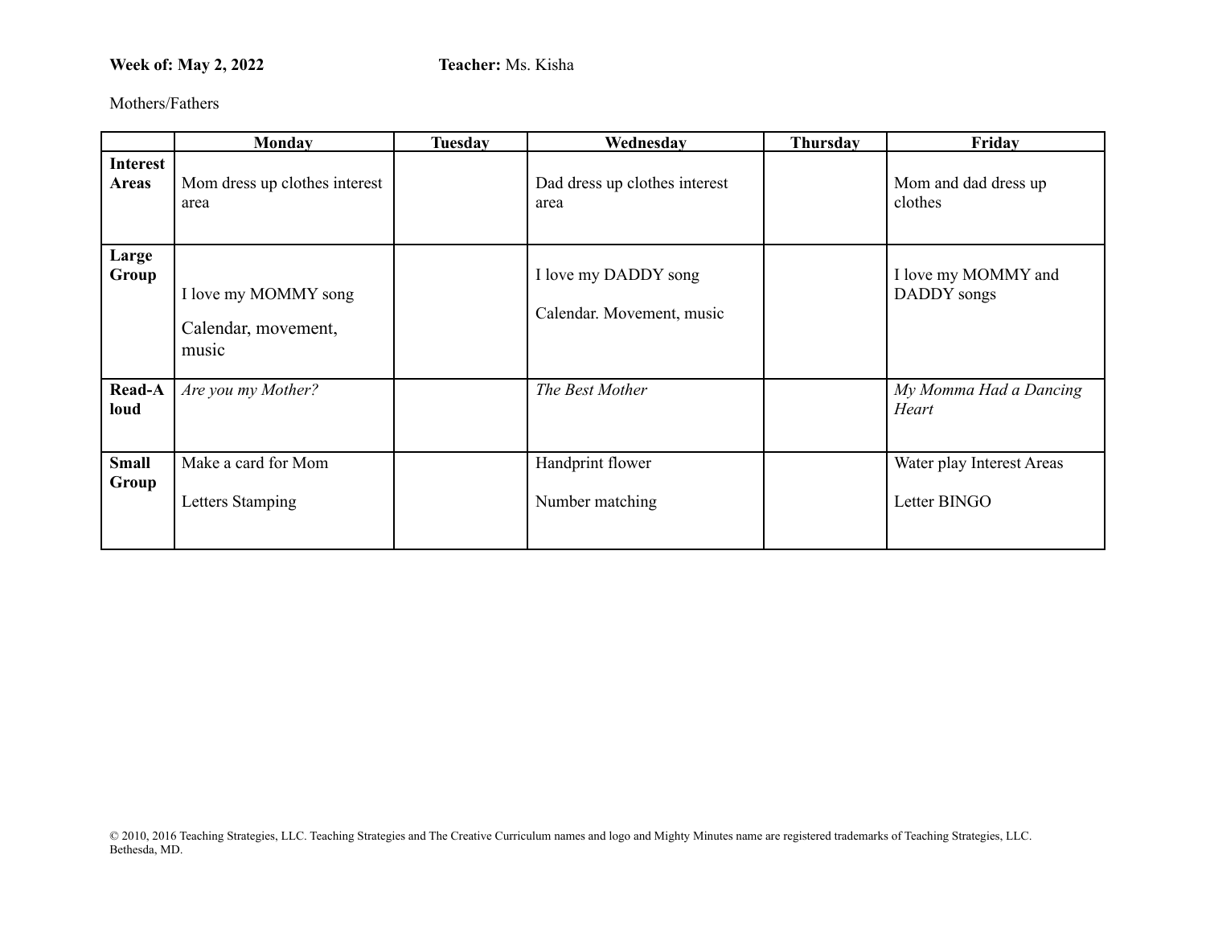**Week of: May 2, 2022** **Teacher:** Ms. Kisha

Mothers/Fathers

| | Monday | Tuesday | Wednesday | Thursday | Friday |
|---|---|---|---|---|---|
| **Interest Areas** | Mom dress up clothes interest area | | Dad dress up clothes interest area | | Mom and dad dress up clothes |
| **Large Group** | I love my MOMMY song<br><br>Calendar, movement, music | | I love my DADDY song<br><br>Calendar. Movement, music | | I love my MOMMY and DADDY songs |
| **Read-Aloud** | *Are you my Mother?* | | *The Best Mother* | | *My Momma Had a Dancing Heart* |
| **Small Group** | Make a card for Mom<br><br>Letters Stamping | | Handprint flower<br><br>Number matching | | Water play Interest Areas<br><br>Letter BINGO |

© 2010, 2016 Teaching Strategies, LLC. Teaching Strategies and The Creative Curriculum names and logo and Mighty Minutes name are registered trademarks of Teaching Strategies, LLC. Bethesda, MD.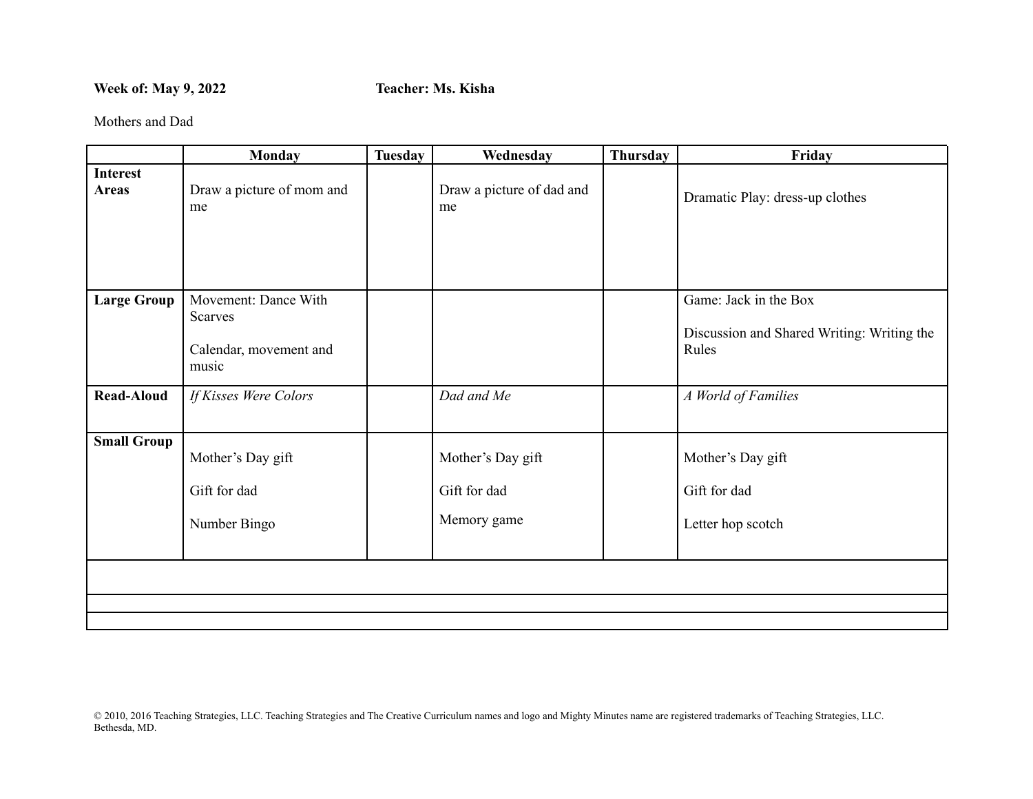**Week of: May 9, 2022** **Teacher: Ms. Kisha**

Mothers and Dad

| | Monday | Tuesday | Wednesday | Thursday | Friday |
|---|---|---|---|---|---|
| **Interest Areas** | Draw a picture of mom and me | | Draw a picture of dad and me | | Dramatic Play: dress-up clothes |
| **Large Group** | Movement: Dance With Scarves<br><br>Calendar, movement and music | | | | Game: Jack in the Box<br><br>Discussion and Shared Writing: Writing the Rules |
| **Read-Aloud** | *If Kisses Were Colors* | | *Dad and Me* | | *A World of Families* |
| **Small Group** | Mother's Day gift<br><br>Gift for dad<br><br>Number Bingo | | Mother's Day gift<br><br>Gift for dad<br><br>Memory game | | Mother's Day gift<br><br>Gift for dad<br><br>Letter hop scotch |
| | | | | | |
| | | | | | |
| | | | | | |

© 2010, 2016 Teaching Strategies, LLC. Teaching Strategies and The Creative Curriculum names and logo and Mighty Minutes name are registered trademarks of Teaching Strategies, LLC. Bethesda, MD.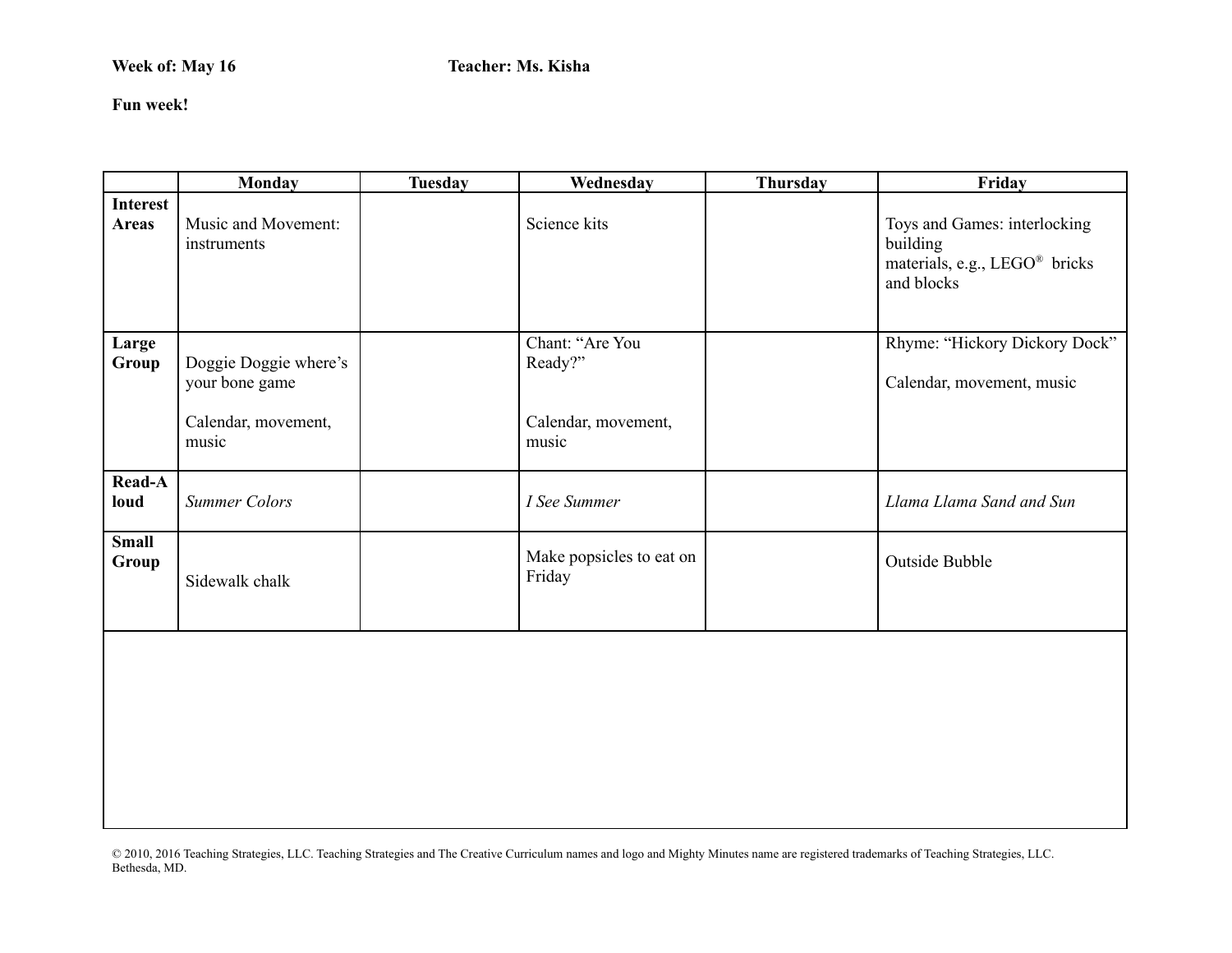**Week of: May 16** **Teacher: Ms. Kisha**

**Fun week!**

| | Monday | Tuesday | Wednesday | Thursday | Friday |
|---|---|---|---|---|---|
| **Interest Areas** | Music and Movement: instruments | | Science kits | | Toys and Games: interlocking building materials, e.g., LEGO® bricks and blocks |
| **Large Group** | Doggie Doggie where's your bone game<br><br>Calendar, movement, music | | Chant: "Are You Ready?"<br><br>Calendar, movement, music | | Rhyme: "Hickory Dickory Dock"<br><br>Calendar, movement, music |
| **Read-A loud** | *Summer Colors* | | *I See Summer* | | *Llama Llama Sand and Sun* |
| **Small Group** | Sidewalk chalk | | Make popsicles to eat on Friday | | Outside Bubble |

© 2010, 2016 Teaching Strategies, LLC. Teaching Strategies and The Creative Curriculum names and logo and Mighty Minutes name are registered trademarks of Teaching Strategies, LLC. Bethesda, MD.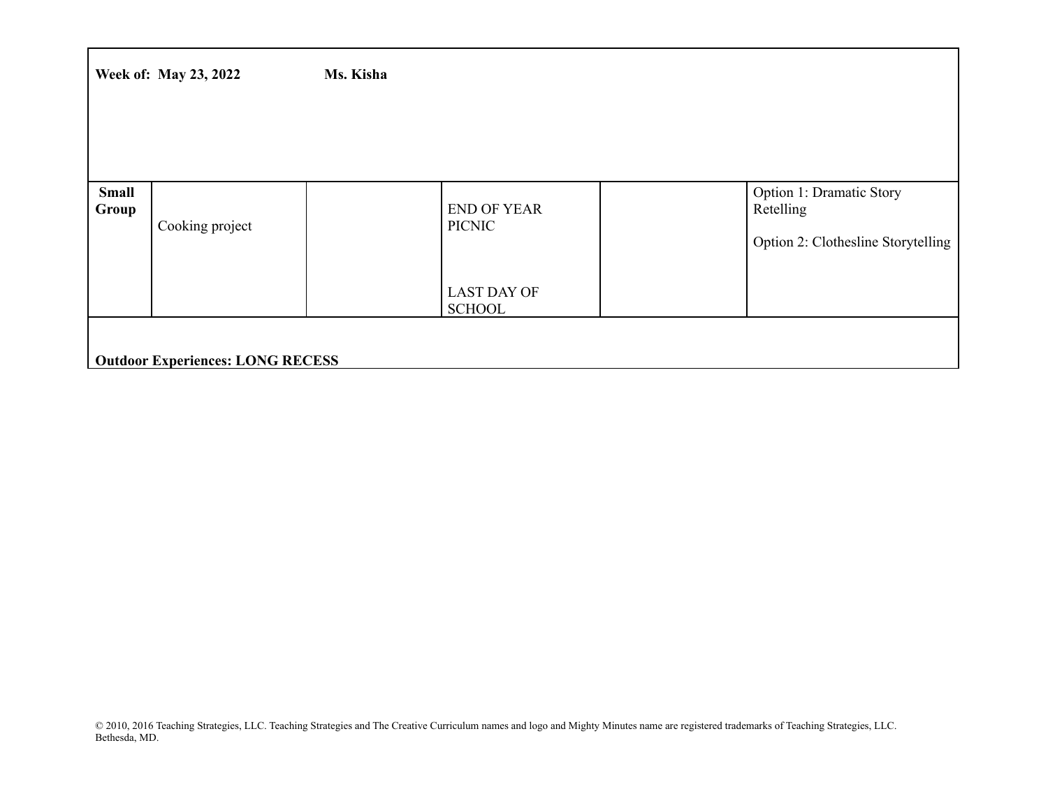**Week of: May 23, 2022 Ms. Kisha**

| | | | | | |
|---|---|---|---|---|---|
| **Small Group** | Cooking project | | END OF YEAR PICNIC<br><br>LAST DAY OF SCHOOL | | Option 1: Dramatic Story Retelling<br><br>Option 2: Clothesline Storytelling |

**Outdoor Experiences: LONG RECESS**

© 2010, 2016 Teaching Strategies, LLC. Teaching Strategies and The Creative Curriculum names and logo and Mighty Minutes name are registered trademarks of Teaching Strategies, LLC. Bethesda, MD.